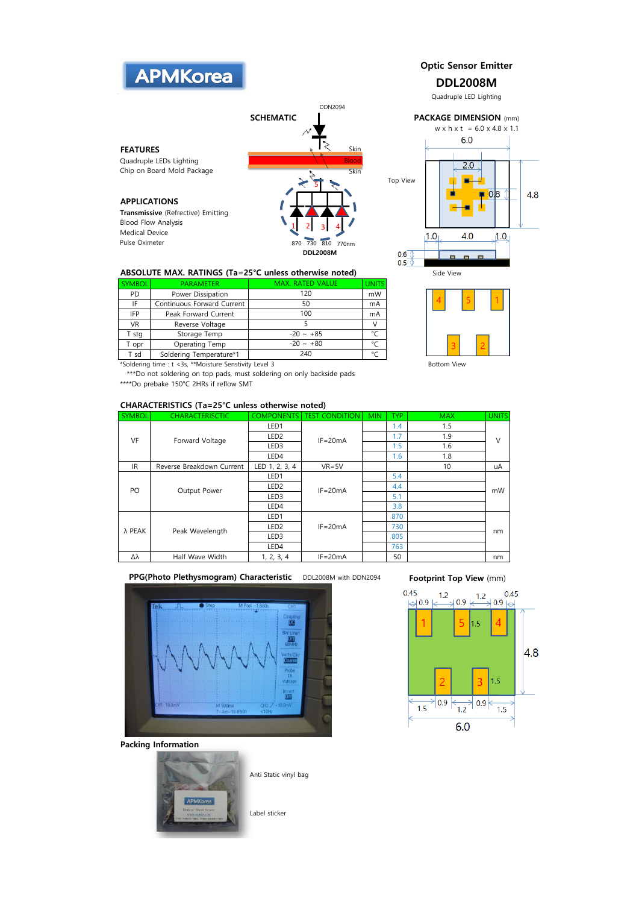APMKorea

# Optic Sensor Emitter

# DDL2008M

Quadruple LED Lighting

## FEATURES

Quadruple LEDs Lighting
Chip on Board Mold Package

## SCHEMATIC

DDN2094

Skin
Blood
Skin

5

1 2 3 4

870 730 810 770nm

DDL2008M

## PACKAGE DIMENSION (mm)

w x h x t = 6.0 x 4.8 x 1.1

Top View

6.0
2.0
0.8
4.8
1.0 4.0 1.0

0.6
0.5

Side View

4 5 1
3 2

Bottom View

## APPLICATIONS

**Transmissive** (Refrective) Emitting
Blood Flow Analysis
Medical Device
Pulse Oximeter

## ABSOLUTE MAX. RATINGS (Ta=25°C unless otherwise noted)

| SYMBOL | PARAMETER | MAX. RATED VALUE | UNITS |
|---|---|---|---|
| PD | Power Dissipation | 120 | mW |
| IF | Continuous Forward Current | 50 | mA |
| IFP | Peak Forward Current | 100 | mA |
| VR | Reverse Voltage | 5 | V |
| T stg | Storage Temp | -20 ~ +85 | °C |
| T opr | Operating Temp | -20 ~ +80 | °C |
| T sd | Soldering Temperature*1 | 240 | °C |

*Soldering time : t <3s, **Moisture Senstivity Level 3
***Do not soldering on top pads, must soldering on only backside pads
****Do prebake 150°C 2HRs if reflow SMT

## CHARACTERISTICS (Ta=25°C unless otherwise noted)

| SYMBOL | CHARACTERISCTIC | COMPONENTS | TEST CONDITION | MIN | TYP | MAX | UNITS |
|---|---|---|---|---|---|---|---|
| VF | Forward Voltage | LED1 | IF=20mA | | 1.4 | 1.5 | V |
| | | LED2 | | | 1.7 | 1.9 | |
| | | LED3 | | | 1.5 | 1.6 | |
| | | LED4 | | | 1.6 | 1.8 | |
| IR | Reverse Breakdown Current | LED 1, 2, 3, 4 | VR=5V | | | 10 | uA |
| PO | Output Power | LED1 | IF=20mA | | 5.4 | | mW |
| | | LED2 | | | 4.4 | | |
| | | LED3 | | | 5.1 | | |
| | | LED4 | | | 3.8 | | |
| λ PEAK | Peak Wavelength | LED1 | IF=20mA | | 870 | | nm |
| | | LED2 | | | 730 | | |
| | | LED3 | | | 805 | | |
| | | LED4 | | | 763 | | |
| Δλ | Half Wave Width | 1, 2, 3, 4 | IF=20mA | | 50 | | nm |

## PPG(Photo Plethysmogram) Characteristic

DDL2008M with DDN2094

## Footprint Top View (mm)

0.45 1.2 1.2 0.45
0.9 0.9 0.9
1 5 1.5 4
4.8
2 3 1.5
1.5 0.9 0.9 1.5
1.2
6.0

## Packing Information

Anti Static vinyl bag

Label sticker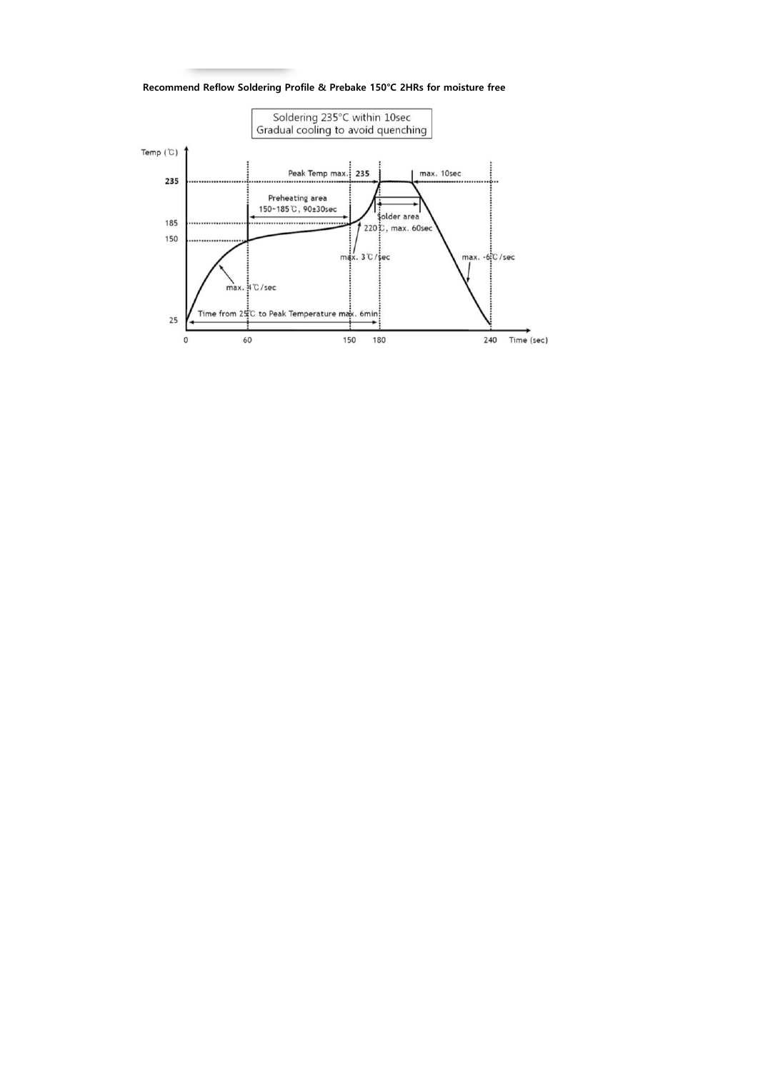**Recommend Reflow Soldering Profile & Prebake 150°C 2HRs for moisture free**

Soldering 235°C within 10sec
Gradual cooling to avoid quenching

Temp (℃)

235

185

150

25

Peak Temp max. 235

max. 10sec

Preheating area
150~185℃, 90±30sec

Solder area
220℃, max. 60sec

max. 3℃/sec

max. -6℃/sec

max. 4℃/sec

Time from 25℃ to Peak Temperature max. 6min

0 60 150 180 240 Time (sec)